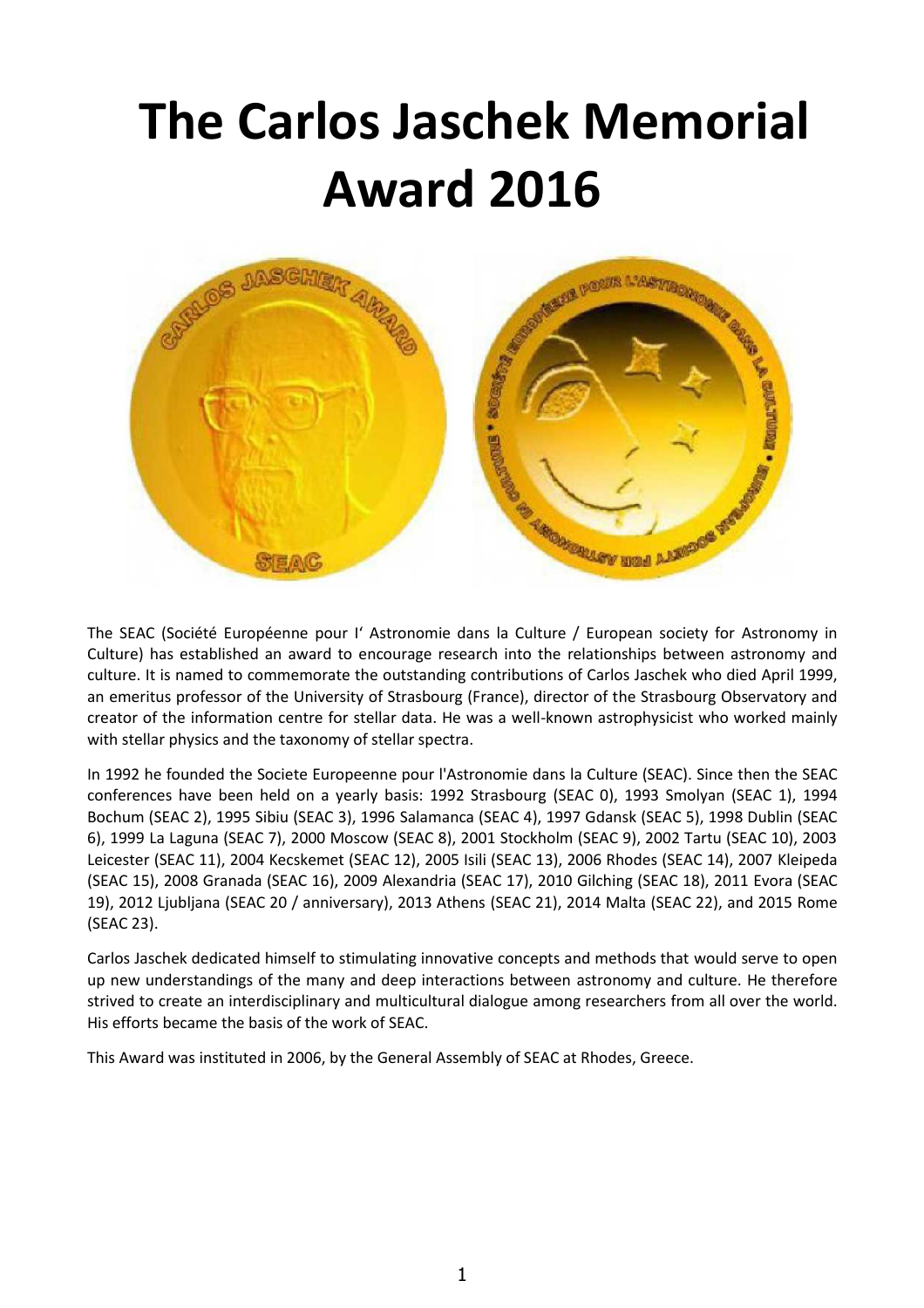# The Carlos Jaschek Memorial Award 2016

The SEAC (Société Européenne pour l' Astronomie dans la Culture / European society for Astronomy in Culture) has established an award to encourage research into the relationships between astronomy and culture. It is named to commemorate the outstanding contributions of Carlos Jaschek who died April 1999, an emeritus professor of the University of Strasbourg (France), director of the Strasbourg Observatory and creator of the information centre for stellar data. He was a well-known astrophysicist who worked mainly with stellar physics and the taxonomy of stellar spectra.

In 1992 he founded the Societe Europeenne pour l'Astronomie dans la Culture (SEAC). Since then the SEAC conferences have been held on a yearly basis: 1992 Strasbourg (SEAC 0), 1993 Smolyan (SEAC 1), 1994 Bochum (SEAC 2), 1995 Sibiu (SEAC 3), 1996 Salamanca (SEAC 4), 1997 Gdansk (SEAC 5), 1998 Dublin (SEAC 6), 1999 La Laguna (SEAC 7), 2000 Moscow (SEAC 8), 2001 Stockholm (SEAC 9), 2002 Tartu (SEAC 10), 2003 Leicester (SEAC 11), 2004 Kecskemet (SEAC 12), 2005 Isili (SEAC 13), 2006 Rhodes (SEAC 14), 2007 Kleipeda (SEAC 15), 2008 Granada (SEAC 16), 2009 Alexandria (SEAC 17), 2010 Gilching (SEAC 18), 2011 Evora (SEAC 19), 2012 Ljubljana (SEAC 20 / anniversary), 2013 Athens (SEAC 21), 2014 Malta (SEAC 22), and 2015 Rome (SEAC 23).

Carlos Jaschek dedicated himself to stimulating innovative concepts and methods that would serve to open up new understandings of the many and deep interactions between astronomy and culture. He therefore strived to create an interdisciplinary and multicultural dialogue among researchers from all over the world. His efforts became the basis of the work of SEAC.

This Award was instituted in 2006, by the General Assembly of SEAC at Rhodes, Greece.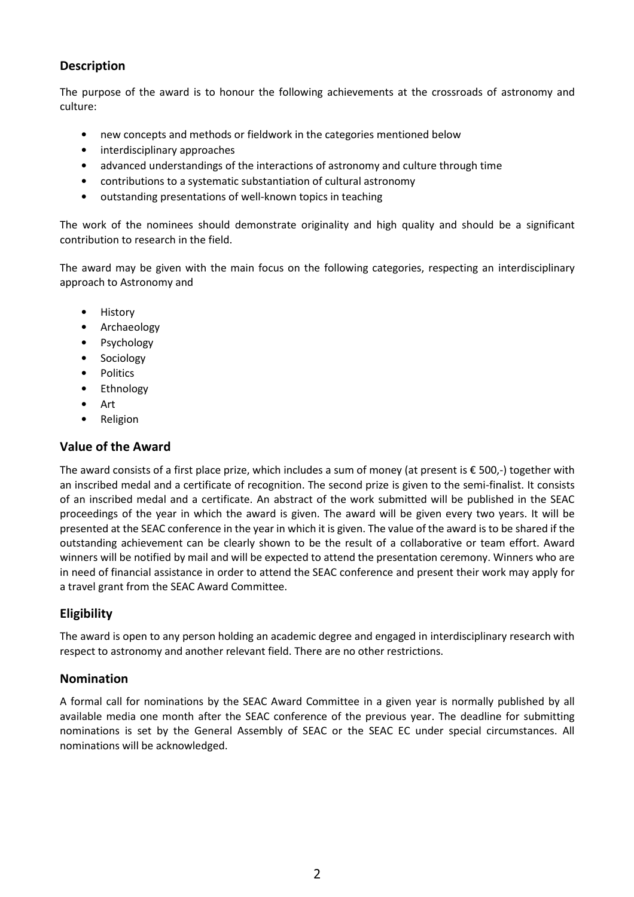## Description

The purpose of the award is to honour the following achievements at the crossroads of astronomy and culture:

- new concepts and methods or fieldwork in the categories mentioned below
- interdisciplinary approaches
- advanced understandings of the interactions of astronomy and culture through time
- contributions to a systematic substantiation of cultural astronomy
- outstanding presentations of well-known topics in teaching

The work of the nominees should demonstrate originality and high quality and should be a significant contribution to research in the field.

The award may be given with the main focus on the following categories, respecting an interdisciplinary approach to Astronomy and

- History
- Archaeology
- Psychology
- Sociology
- Politics
- Ethnology
- Art
- Religion

## Value of the Award

The award consists of a first place prize, which includes a sum of money (at present is € 500,-) together with an inscribed medal and a certificate of recognition. The second prize is given to the semi-finalist. It consists of an inscribed medal and a certificate. An abstract of the work submitted will be published in the SEAC proceedings of the year in which the award is given. The award will be given every two years. It will be presented at the SEAC conference in the year in which it is given. The value of the award is to be shared if the outstanding achievement can be clearly shown to be the result of a collaborative or team effort. Award winners will be notified by mail and will be expected to attend the presentation ceremony. Winners who are in need of financial assistance in order to attend the SEAC conference and present their work may apply for a travel grant from the SEAC Award Committee.

## Eligibility

The award is open to any person holding an academic degree and engaged in interdisciplinary research with respect to astronomy and another relevant field. There are no other restrictions.

## Nomination

A formal call for nominations by the SEAC Award Committee in a given year is normally published by all available media one month after the SEAC conference of the previous year. The deadline for submitting nominations is set by the General Assembly of SEAC or the SEAC EC under special circumstances. All nominations will be acknowledged.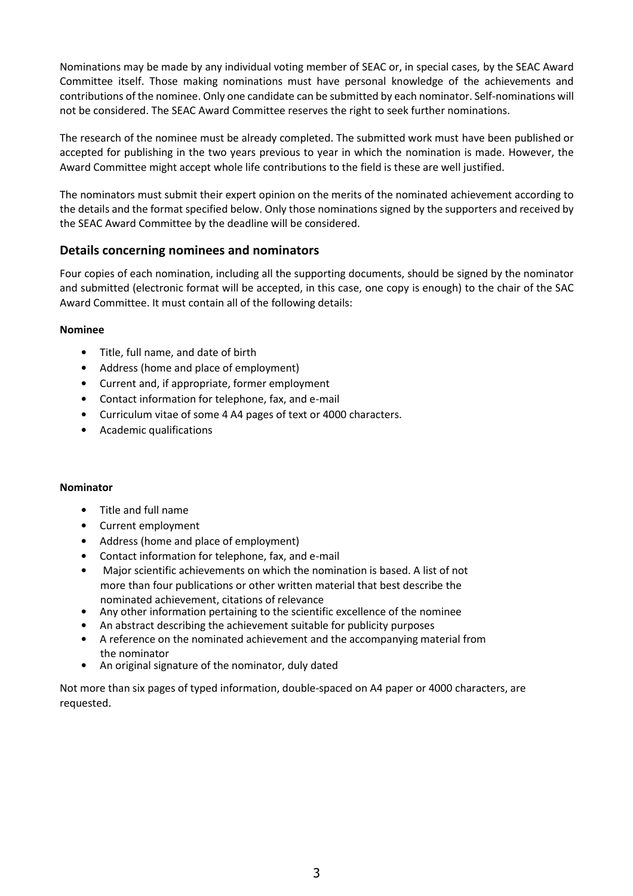Nominations may be made by any individual voting member of SEAC or, in special cases, by the SEAC Award Committee itself. Those making nominations must have personal knowledge of the achievements and contributions of the nominee. Only one candidate can be submitted by each nominator. Self-nominations will not be considered. The SEAC Award Committee reserves the right to seek further nominations.

The research of the nominee must be already completed. The submitted work must have been published or accepted for publishing in the two years previous to year in which the nomination is made. However, the Award Committee might accept whole life contributions to the field is these are well justified.

The nominators must submit their expert opinion on the merits of the nominated achievement according to the details and the format specified below. Only those nominations signed by the supporters and received by the SEAC Award Committee by the deadline will be considered.

## Details concerning nominees and nominators

Four copies of each nomination, including all the supporting documents, should be signed by the nominator and submitted (electronic format will be accepted, in this case, one copy is enough) to the chair of the SAC Award Committee. It must contain all of the following details:

**Nominee**

- Title, full name, and date of birth
- Address (home and place of employment)
- Current and, if appropriate, former employment
- Contact information for telephone, fax, and e-mail
- Curriculum vitae of some 4 A4 pages of text or 4000 characters.
- Academic qualifications

**Nominator**

- Title and full name
- Current employment
- Address (home and place of employment)
- Contact information for telephone, fax, and e-mail
- Major scientific achievements on which the nomination is based. A list of not more than four publications or other written material that best describe the nominated achievement, citations of relevance
- Any other information pertaining to the scientific excellence of the nominee
- An abstract describing the achievement suitable for publicity purposes
- A reference on the nominated achievement and the accompanying material from the nominator
- An original signature of the nominator, duly dated

Not more than six pages of typed information, double-spaced on A4 paper or 4000 characters, are requested.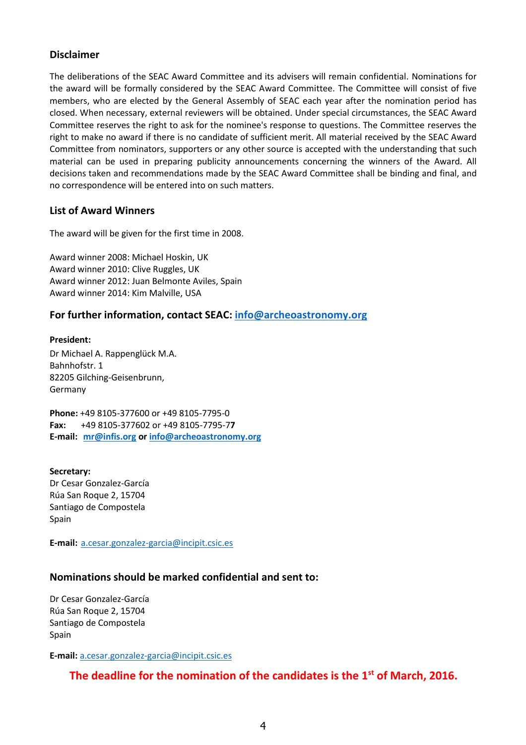## Disclaimer

The deliberations of the SEAC Award Committee and its advisers will remain confidential. Nominations for the award will be formally considered by the SEAC Award Committee. The Committee will consist of five members, who are elected by the General Assembly of SEAC each year after the nomination period has closed. When necessary, external reviewers will be obtained. Under special circumstances, the SEAC Award Committee reserves the right to ask for the nominee's response to questions. The Committee reserves the right to make no award if there is no candidate of sufficient merit. All material received by the SEAC Award Committee from nominators, supporters or any other source is accepted with the understanding that such material can be used in preparing publicity announcements concerning the winners of the Award. All decisions taken and recommendations made by the SEAC Award Committee shall be binding and final, and no correspondence will be entered into on such matters.

## List of Award Winners

The award will be given for the first time in 2008.

Award winner 2008: Michael Hoskin, UK
Award winner 2010: Clive Ruggles, UK
Award winner 2012: Juan Belmonte Aviles, Spain
Award winner 2014: Kim Malville, USA

## For further information, contact SEAC: info@archeoastronomy.org

**President:**
Dr Michael A. Rappenglück M.A.
Bahnhofstr. 1
82205 Gilching-Geisenbrunn,
Germany

**Phone:** +49 8105-377600 or +49 8105-7795-0
**Fax:** +49 8105-377602 or +49 8105-7795-77
**E-mail:** **mr@infis.org** **or** **info@archeoastronomy.org**

**Secretary:**
Dr Cesar Gonzalez-García
Rúa San Roque 2, 15704
Santiago de Compostela
Spain

**E-mail:** a.cesar.gonzalez-garcia@incipit.csic.es

## Nominations should be marked confidential and sent to:

Dr Cesar Gonzalez-García
Rúa San Roque 2, 15704
Santiago de Compostela
Spain

**E-mail:** a.cesar.gonzalez-garcia@incipit.csic.es

**The deadline for the nomination of the candidates is the 1st of March, 2016.**